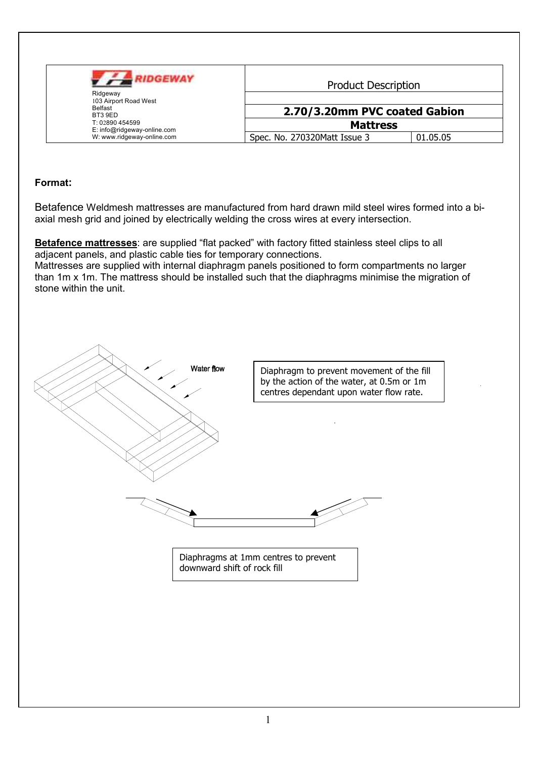| Ridgeway<br>103 Airport Road West<br>Belfast<br>BT3 9ED<br>T: 02890 454599<br>E: info@ridgeway-online.com<br>W: www.ridgeway-online.com | Product Description | |
|---|---|---|
| | **2.70/3.20mm PVC coated Gabion Mattress** | |
| | Spec. No. 270320Matt Issue 3 | 01.05.05 |

**Format:**

Betafence Weldmesh mattresses are manufactured from hard drawn mild steel wires formed into a bi-axial mesh grid and joined by electrically welding the cross wires at every intersection.

**Betafence mattresses**: are supplied "flat packed" with factory fitted stainless steel clips to all adjacent panels, and plastic cable ties for temporary connections.
Mattresses are supplied with internal diaphragm panels positioned to form compartments no larger than 1m x 1m. The mattress should be installed such that the diaphragms minimise the migration of stone within the unit.

Water flow

Diaphragm to prevent movement of the fill by the action of the water, at 0.5m or 1m centres dependant upon water flow rate.

Diaphragms at 1mm centres to prevent downward shift of rock fill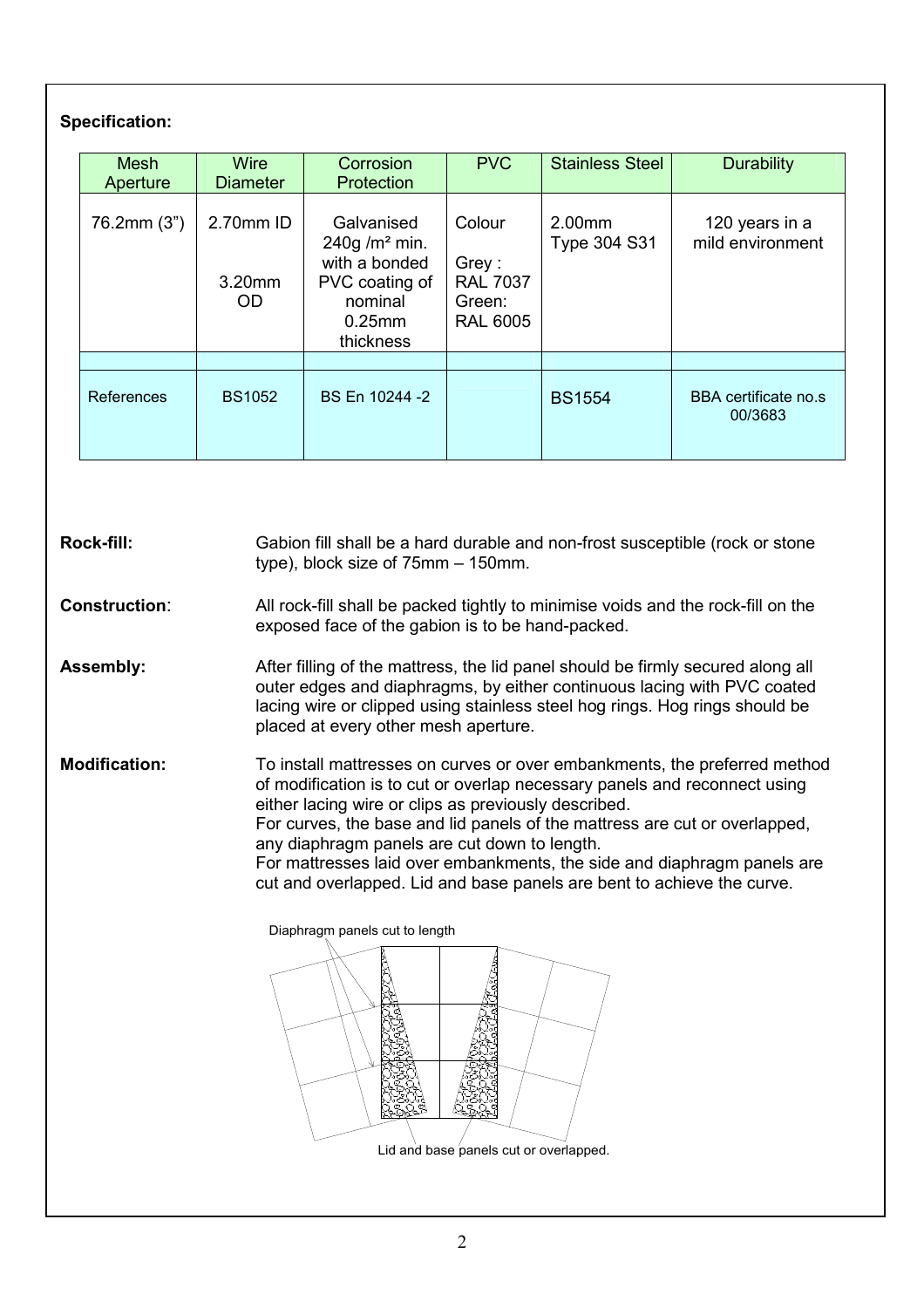**Specification:**

| Mesh Aperture | Wire Diameter | Corrosion Protection | PVC | Stainless Steel | Durability |
|---|---|---|---|---|---|
| 76.2mm (3") | 2.70mm ID<br><br>3.20mm OD | Galvanised 240g /m² min. with a bonded PVC coating of nominal 0.25mm thickness | Colour<br><br>Grey : RAL 7037<br>Green: RAL 6005 | 2.00mm Type 304 S31 | 120 years in a mild environment |
| | | | | | |
| References | BS1052 | BS En 10244 -2 | | BS1554 | BBA certificate no.s 00/3683 |

**Rock-fill:** Gabion fill shall be a hard durable and non-frost susceptible (rock or stone type), block size of 75mm – 150mm.

**Construction:** All rock-fill shall be packed tightly to minimise voids and the rock-fill on the exposed face of the gabion is to be hand-packed.

**Assembly:** After filling of the mattress, the lid panel should be firmly secured along all outer edges and diaphragms, by either continuous lacing with PVC coated lacing wire or clipped using stainless steel hog rings. Hog rings should be placed at every other mesh aperture.

**Modification:** To install mattresses on curves or over embankments, the preferred method of modification is to cut or overlap necessary panels and reconnect using either lacing wire or clips as previously described.
For curves, the base and lid panels of the mattress are cut or overlapped, any diaphragm panels are cut down to length.
For mattresses laid over embankments, the side and diaphragm panels are cut and overlapped. Lid and base panels are bent to achieve the curve.

Diaphragm panels cut to length

Lid and base panels cut or overlapped.